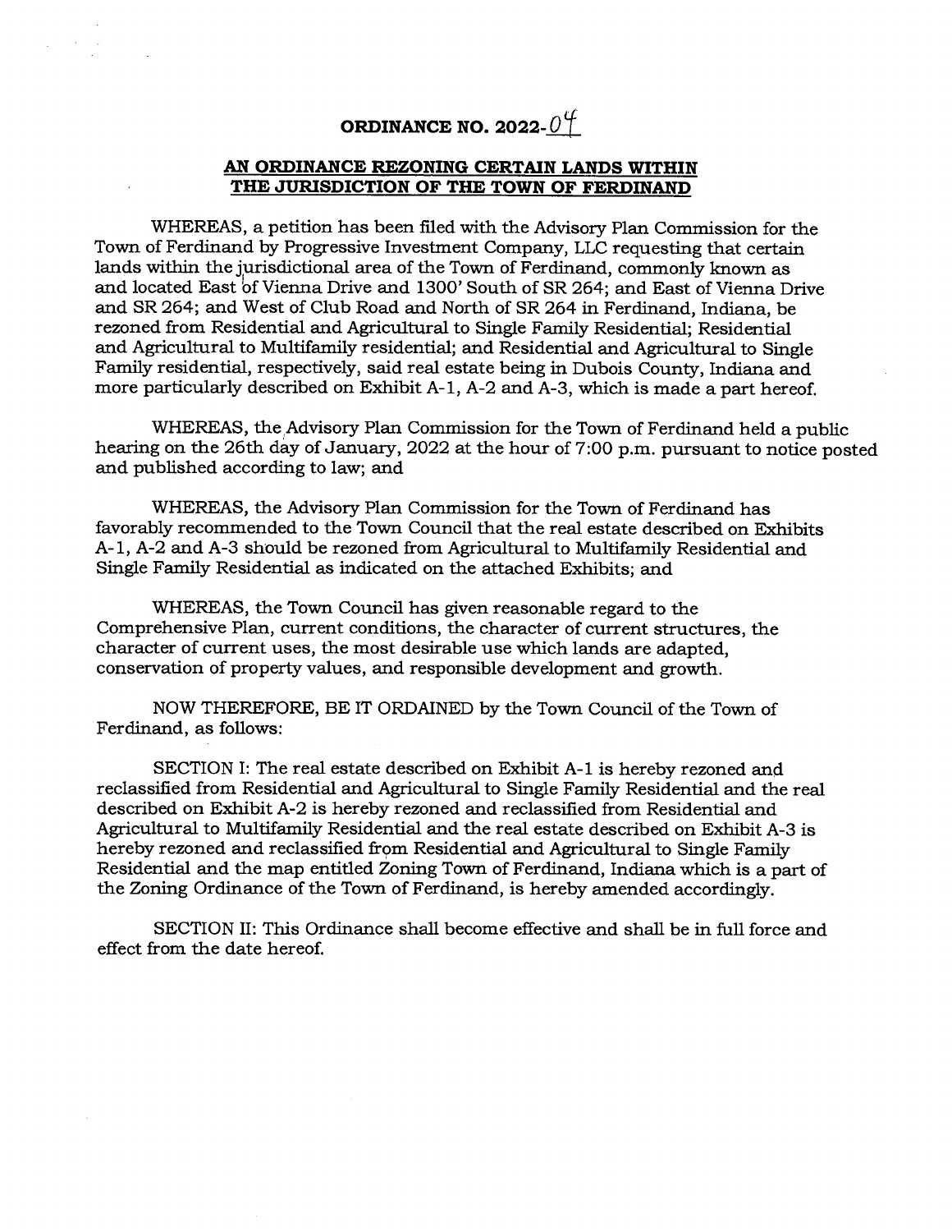# ORDINANCE NO. 2022-04

## AN ORDINANCE REZONING CERTAIN LANDS WITHIN THE JURISDICTION OF THE TOWN OF FERDINAND

WHEREAS, a petition has been filed with the Advisory Plan Commission for the Town of Ferdinand by Progressive Investment Company, LLC requesting that certain lands within the jurisdictional area of the Town of Ferdinand, commonly known as and located East of Vienna Drive and 1300' South of SR 264; and East of Vienna Drive and SR 264; and West of Club Road and North of SR 264 in Ferdinand, Indiana, be rezoned from Residential and Agricultural to Single Family Residential; Residential and Agricultural to Multifamily residential; and Residential and Agricultural to Single Family residential, respectively, said real estate being in Dubois County, Indiana and more particularly described on Exhibit A-1, A-2 and A-3, which is made a part hereof.

WHEREAS, the Advisory Plan Commission for the Town of Ferdinand held a public hearing on the 26th day of January, 2022 at the hour of 7:00 p.m. pursuant to notice posted and published according to law; and

WHEREAS, the Advisory Plan Commission for the Town of Ferdinand has favorably recommended to the Town Council that the real estate described on Exhibits A-1, A-2 and A-3 should be rezoned from Agricultural to Multifamily Residential and Single Family Residential as indicated on the attached Exhibits; and

WHEREAS, the Town Council has given reasonable regard to the Comprehensive Plan, current conditions, the character of current structures, the character of current uses, the most desirable use which lands are adapted, conservation of property values, and responsible development and growth.

NOW THEREFORE, BE IT ORDAINED by the Town Council of the Town of Ferdinand, as follows:

SECTION I: The real estate described on Exhibit A-1 is hereby rezoned and reclassified from Residential and Agricultural to Single Family Residential and the real described on Exhibit A-2 is hereby rezoned and reclassified from Residential and Agricultural to Multifamily Residential and the real estate described on Exhibit A-3 is hereby rezoned and reclassified from Residential and Agricultural to Single Family Residential and the map entitled Zoning Town of Ferdinand, Indiana which is a part of the Zoning Ordinance of the Town of Ferdinand, is hereby amended accordingly.

SECTION II: This Ordinance shall become effective and shall be in full force and effect from the date hereof.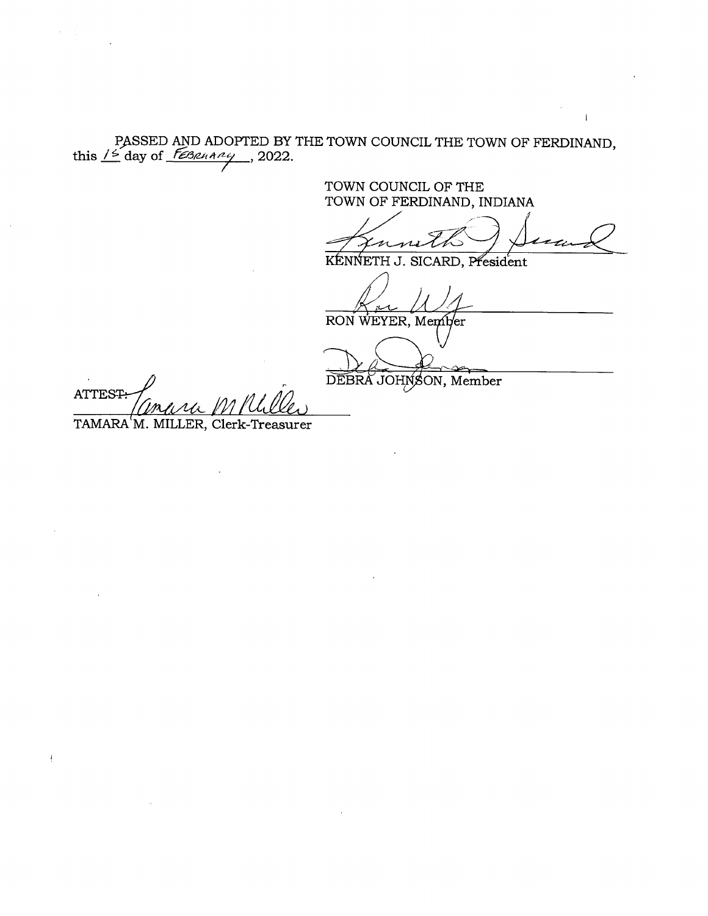PASSED AND ADOPTED BY THE TOWN COUNCIL THE TOWN OF FERDINAND, this 15 day of February, 2022.

TOWN COUNCIL OF THE
TOWN OF FERDINAND, INDIANA

KENNETH J. SICARD, President

RON WEYER, Member

DEBRA JOHNSON, Member

ATTEST:

TAMARA M. MILLER, Clerk-Treasurer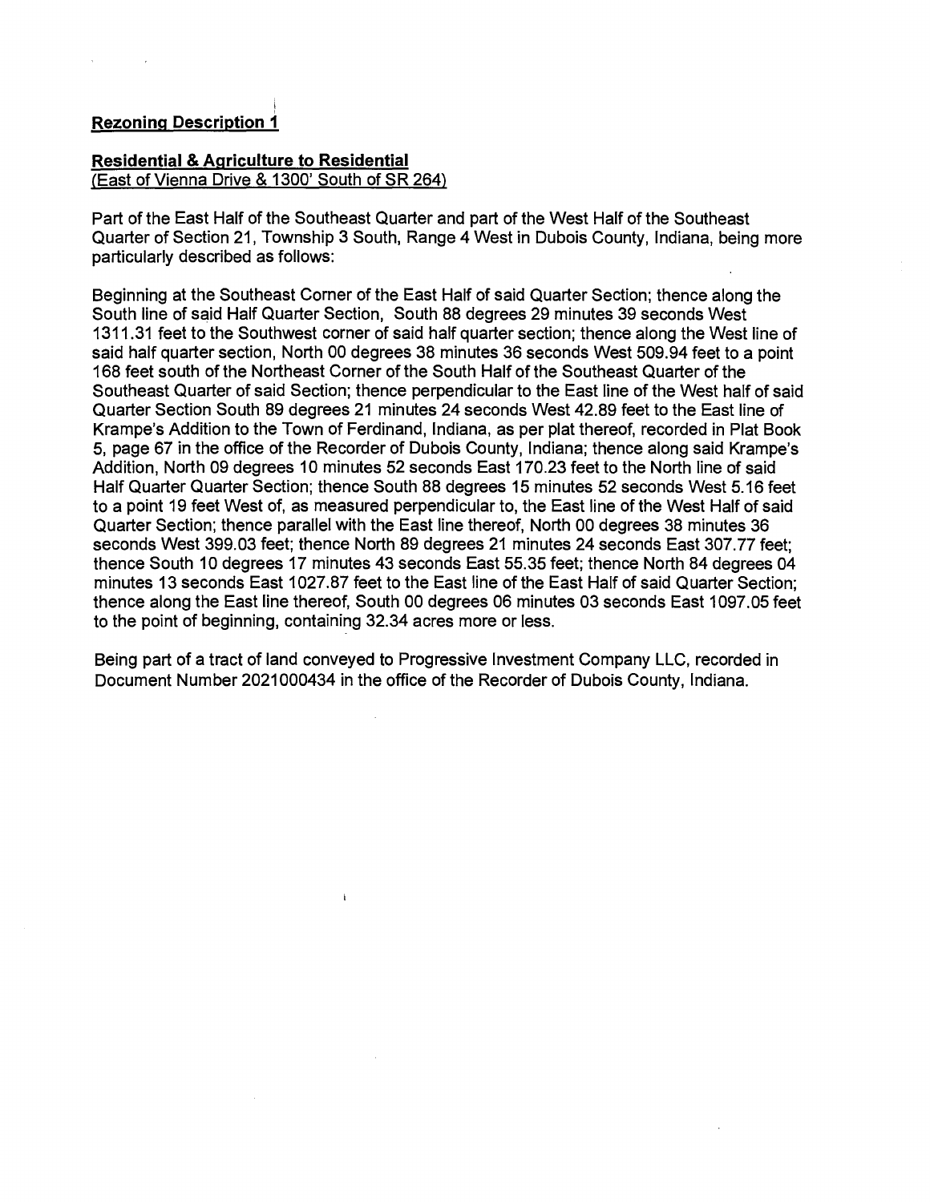**Rezoning Description 1**

**Residential & Agriculture to Residential**
(East of Vienna Drive & 1300' South of SR 264)

Part of the East Half of the Southeast Quarter and part of the West Half of the Southeast Quarter of Section 21, Township 3 South, Range 4 West in Dubois County, Indiana, being more particularly described as follows:

Beginning at the Southeast Corner of the East Half of said Quarter Section; thence along the South line of said Half Quarter Section, South 88 degrees 29 minutes 39 seconds West 1311.31 feet to the Southwest corner of said half quarter section; thence along the West line of said half quarter section, North 00 degrees 38 minutes 36 seconds West 509.94 feet to a point 168 feet south of the Northeast Corner of the South Half of the Southeast Quarter of the Southeast Quarter of said Section; thence perpendicular to the East line of the West half of said Quarter Section South 89 degrees 21 minutes 24 seconds West 42.89 feet to the East line of Krampe's Addition to the Town of Ferdinand, Indiana, as per plat thereof, recorded in Plat Book 5, page 67 in the office of the Recorder of Dubois County, Indiana; thence along said Krampe's Addition, North 09 degrees 10 minutes 52 seconds East 170.23 feet to the North line of said Half Quarter Quarter Section; thence South 88 degrees 15 minutes 52 seconds West 5.16 feet to a point 19 feet West of, as measured perpendicular to, the East line of the West Half of said Quarter Section; thence parallel with the East line thereof, North 00 degrees 38 minutes 36 seconds West 399.03 feet; thence North 89 degrees 21 minutes 24 seconds East 307.77 feet; thence South 10 degrees 17 minutes 43 seconds East 55.35 feet; thence North 84 degrees 04 minutes 13 seconds East 1027.87 feet to the East line of the East Half of said Quarter Section; thence along the East line thereof, South 00 degrees 06 minutes 03 seconds East 1097.05 feet to the point of beginning, containing 32.34 acres more or less.

Being part of a tract of land conveyed to Progressive Investment Company LLC, recorded in Document Number 2021000434 in the office of the Recorder of Dubois County, Indiana.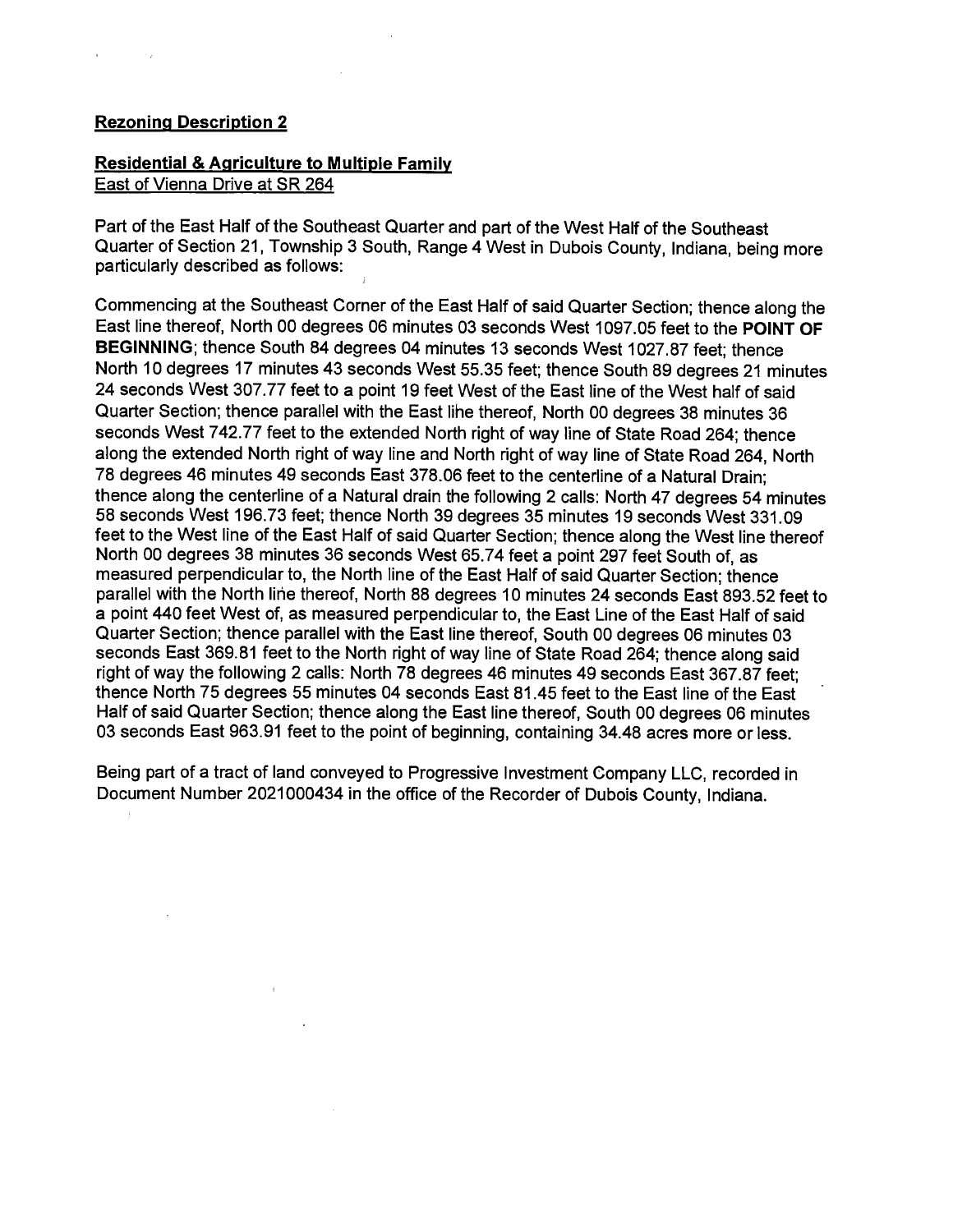**Rezoning Description 2**

**Residential & Agriculture to Multiple Family**
East of Vienna Drive at SR 264

Part of the East Half of the Southeast Quarter and part of the West Half of the Southeast Quarter of Section 21, Township 3 South, Range 4 West in Dubois County, Indiana, being more particularly described as follows:

Commencing at the Southeast Corner of the East Half of said Quarter Section; thence along the East line thereof, North 00 degrees 06 minutes 03 seconds West 1097.05 feet to the **POINT OF BEGINNING**; thence South 84 degrees 04 minutes 13 seconds West 1027.87 feet; thence North 10 degrees 17 minutes 43 seconds West 55.35 feet; thence South 89 degrees 21 minutes 24 seconds West 307.77 feet to a point 19 feet West of the East line of the West half of said Quarter Section; thence parallel with the East line thereof, North 00 degrees 38 minutes 36 seconds West 742.77 feet to the extended North right of way line of State Road 264; thence along the extended North right of way line and North right of way line of State Road 264, North 78 degrees 46 minutes 49 seconds East 378.06 feet to the centerline of a Natural Drain; thence along the centerline of a Natural drain the following 2 calls: North 47 degrees 54 minutes 58 seconds West 196.73 feet; thence North 39 degrees 35 minutes 19 seconds West 331.09 feet to the West line of the East Half of said Quarter Section; thence along the West line thereof North 00 degrees 38 minutes 36 seconds West 65.74 feet a point 297 feet South of, as measured perpendicular to, the North line of the East Half of said Quarter Section; thence parallel with the North line thereof, North 88 degrees 10 minutes 24 seconds East 893.52 feet to a point 440 feet West of, as measured perpendicular to, the East Line of the East Half of said Quarter Section; thence parallel with the East line thereof, South 00 degrees 06 minutes 03 seconds East 369.81 feet to the North right of way line of State Road 264; thence along said right of way the following 2 calls: North 78 degrees 46 minutes 49 seconds East 367.87 feet; thence North 75 degrees 55 minutes 04 seconds East 81.45 feet to the East line of the East Half of said Quarter Section; thence along the East line thereof, South 00 degrees 06 minutes 03 seconds East 963.91 feet to the point of beginning, containing 34.48 acres more or less.

Being part of a tract of land conveyed to Progressive Investment Company LLC, recorded in Document Number 2021000434 in the office of the Recorder of Dubois County, Indiana.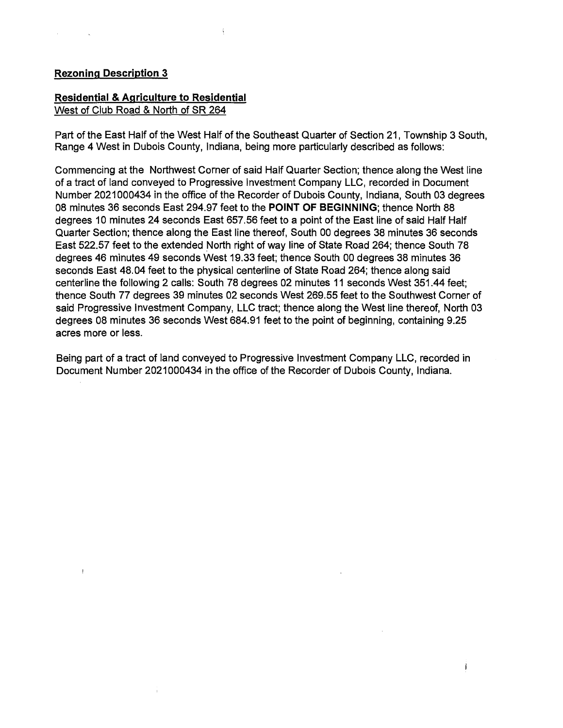## Rezoning Description 3

### Residential & Agriculture to Residential

West of Club Road & North of SR 264

Part of the East Half of the West Half of the Southeast Quarter of Section 21, Township 3 South, Range 4 West in Dubois County, Indiana, being more particularly described as follows:

Commencing at the Northwest Corner of said Half Quarter Section; thence along the West line of a tract of land conveyed to Progressive Investment Company LLC, recorded in Document Number 2021000434 in the office of the Recorder of Dubois County, Indiana, South 03 degrees 08 minutes 36 seconds East 294.97 feet to the **POINT OF BEGINNING**; thence North 88 degrees 10 minutes 24 seconds East 657.56 feet to a point of the East line of said Half Half Quarter Section; thence along the East line thereof, South 00 degrees 38 minutes 36 seconds East 522.57 feet to the extended North right of way line of State Road 264; thence South 78 degrees 46 minutes 49 seconds West 19.33 feet; thence South 00 degrees 38 minutes 36 seconds East 48.04 feet to the physical centerline of State Road 264; thence along said centerline the following 2 calls: South 78 degrees 02 minutes 11 seconds West 351.44 feet; thence South 77 degrees 39 minutes 02 seconds West 269.55 feet to the Southwest Corner of said Progressive Investment Company, LLC tract; thence along the West line thereof, North 03 degrees 08 minutes 36 seconds West 684.91 feet to the point of beginning, containing 9.25 acres more or less.

Being part of a tract of land conveyed to Progressive Investment Company LLC, recorded in Document Number 2021000434 in the office of the Recorder of Dubois County, Indiana.